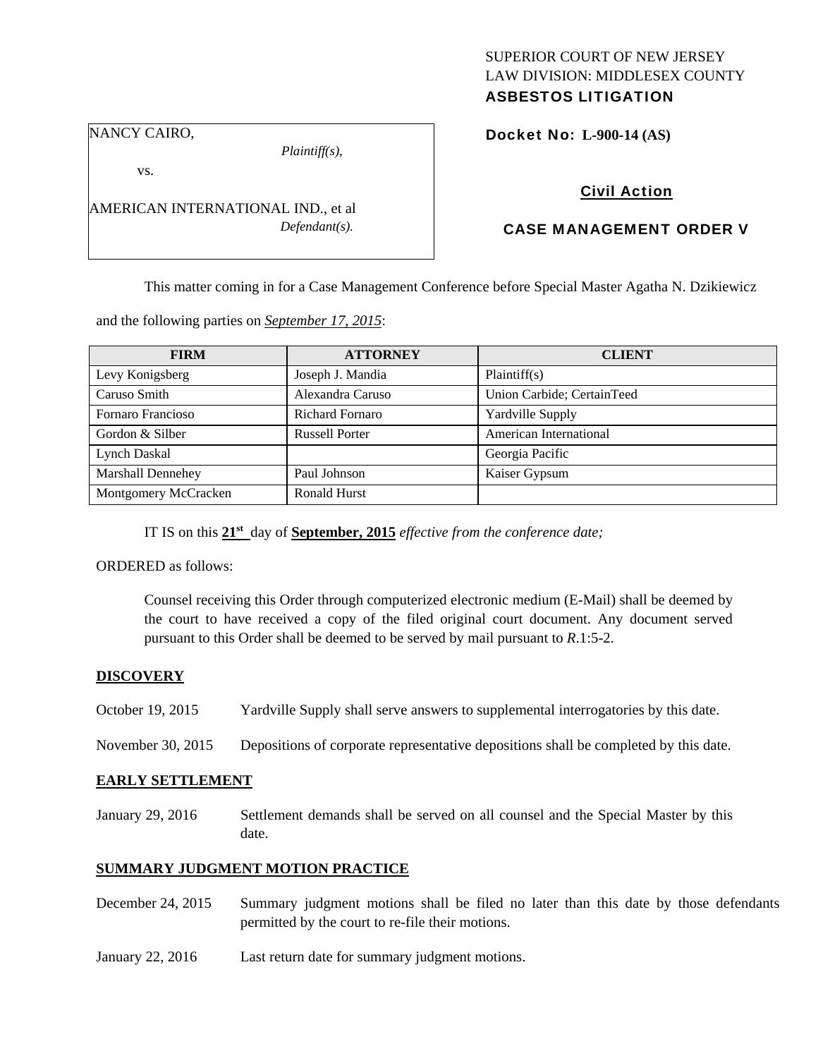SUPERIOR COURT OF NEW JERSEY
LAW DIVISION: MIDDLESEX COUNTY
**ASBESTOS LITIGATION**

NANCY CAIRO,
*Plaintiff(s),*

vs.

AMERICAN INTERNATIONAL IND., et al
*Defendant(s).*

**Docket No: L-900-14 (AS)**

**Civil Action**

**CASE MANAGEMENT ORDER V**

This matter coming in for a Case Management Conference before Special Master Agatha N. Dzikiewicz and the following parties on *September 17, 2015*:

| FIRM | ATTORNEY | CLIENT |
|---|---|---|
| Levy Konigsberg | Joseph J. Mandia | Plaintiff(s) |
| Caruso Smith | Alexandra Caruso | Union Carbide; CertainTeed |
| Fornaro Francioso | Richard Fornaro | Yardville Supply |
| Gordon & Silber | Russell Porter | American International |
| Lynch Daskal | | Georgia Pacific |
| Marshall Dennehey | Paul Johnson | Kaiser Gypsum |
| Montgomery McCracken | Ronald Hurst | |

IT IS on this **21st** day of **September, 2015** *effective from the conference date;*

ORDERED as follows:

Counsel receiving this Order through computerized electronic medium (E-Mail) shall be deemed by the court to have received a copy of the filed original court document. Any document served pursuant to this Order shall be deemed to be served by mail pursuant to *R*.1:5-2.

**DISCOVERY**

October 19, 2015 Yardville Supply shall serve answers to supplemental interrogatories by this date.

November 30, 2015 Depositions of corporate representative depositions shall be completed by this date.

**EARLY SETTLEMENT**

January 29, 2016 Settlement demands shall be served on all counsel and the Special Master by this date.

**SUMMARY JUDGMENT MOTION PRACTICE**

December 24, 2015 Summary judgment motions shall be filed no later than this date by those defendants permitted by the court to re-file their motions.

January 22, 2016 Last return date for summary judgment motions.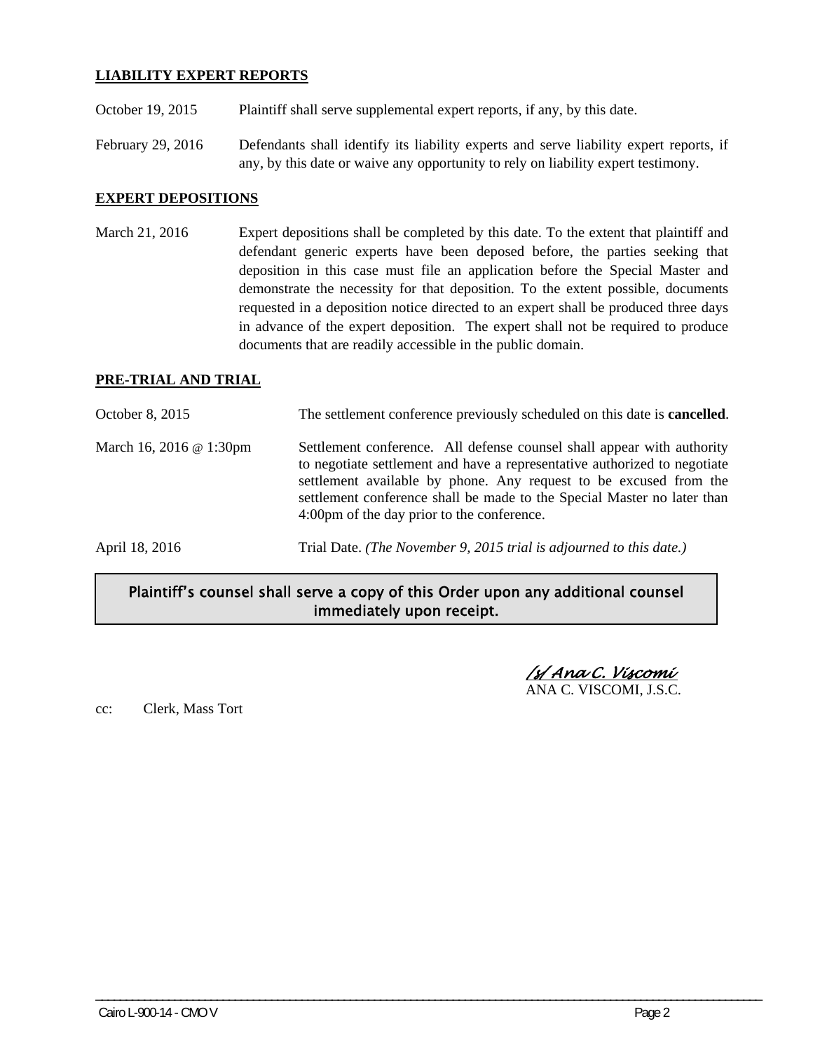**LIABILITY EXPERT REPORTS**

| | |
|---|---|
| October 19, 2015 | Plaintiff shall serve supplemental expert reports, if any, by this date. |
| February 29, 2016 | Defendants shall identify its liability experts and serve liability expert reports, if any, by this date or waive any opportunity to rely on liability expert testimony. |

**EXPERT DEPOSITIONS**

| | |
|---|---|
| March 21, 2016 | Expert depositions shall be completed by this date. To the extent that plaintiff and defendant generic experts have been deposed before, the parties seeking that deposition in this case must file an application before the Special Master and demonstrate the necessity for that deposition. To the extent possible, documents requested in a deposition notice directed to an expert shall be produced three days in advance of the expert deposition. The expert shall not be required to produce documents that are readily accessible in the public domain. |

**PRE-TRIAL AND TRIAL**

| | |
|---|---|
| October 8, 2015 | The settlement conference previously scheduled on this date is **cancelled**. |
| March 16, 2016 @ 1:30pm | Settlement conference. All defense counsel shall appear with authority to negotiate settlement and have a representative authorized to negotiate settlement available by phone. Any request to be excused from the settlement conference shall be made to the Special Master no later than 4:00pm of the day prior to the conference. |
| April 18, 2016 | Trial Date. *(The November 9, 2015 trial is adjourned to this date.)* |

**Plaintiff's counsel shall serve a copy of this Order upon any additional counsel immediately upon receipt.**

*/s/ Ana C. Viscomi*
ANA C. VISCOMI, J.S.C.

cc: Clerk, Mass Tort

Cairo L-900-14 - CMO V